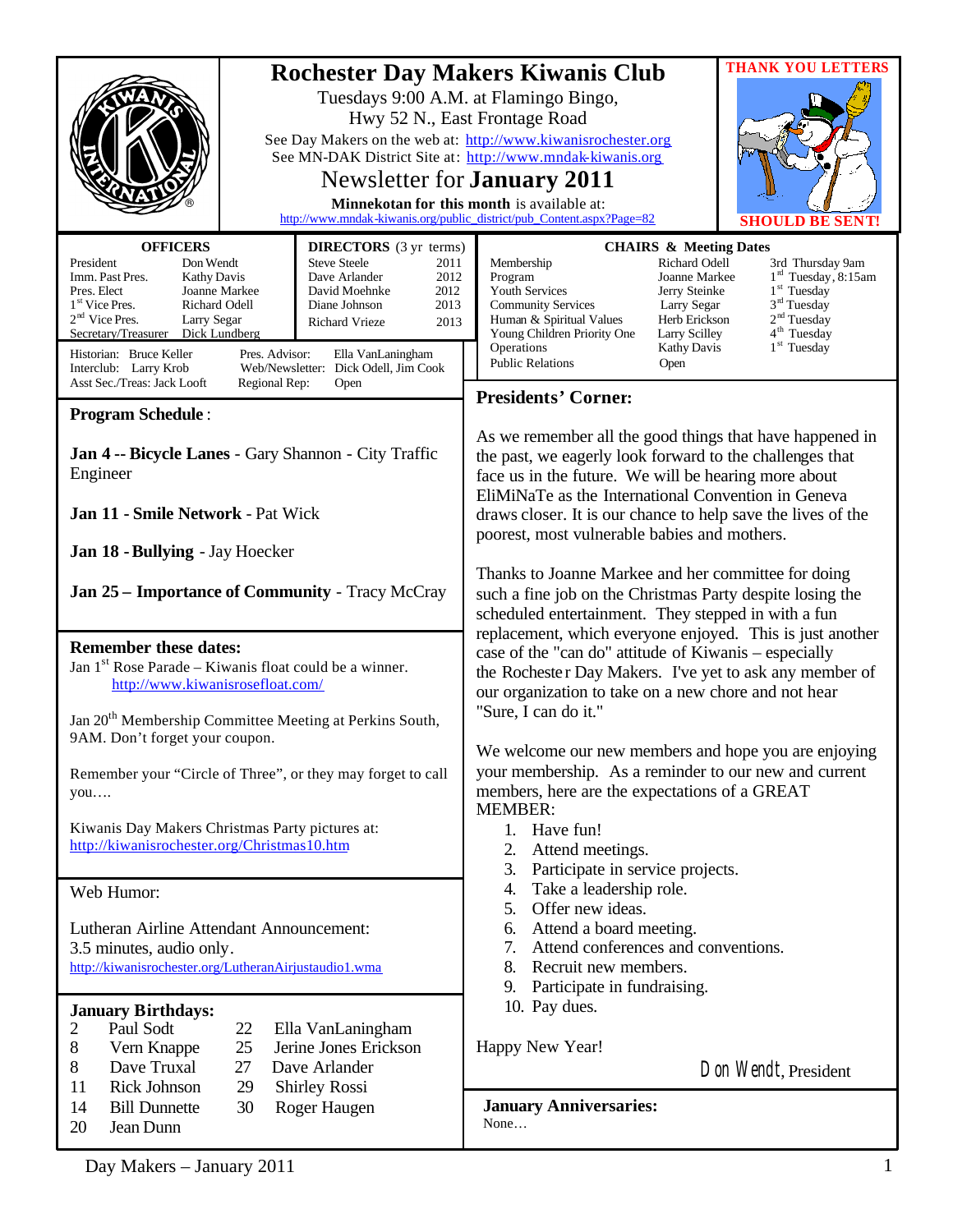# Rochester Day Makers Kiwanis Club

Tuesdays 9:00 A.M. at Flamingo Bingo,
Hwy 52 N., East Frontage Road

See Day Makers on the web at: http://www.kiwanisrochester.org
See MN-DAK District Site at: http://www.mndak-kiwanis.org

## Newsletter for **January 2011**

**Minnekotan for this month** is available at:
http://www.mndak-kiwanis.org/public_district/pub_Content.aspx?Page=82

**THANK YOU LETTERS SHOULD BE SENT!**

### OFFICERS

| | |
|---|---|
| President | Don Wendt |
| Imm. Past Pres. | Kathy Davis |
| Pres. Elect | Joanne Markee |
| 1st Vice Pres. | Richard Odell |
| 2nd Vice Pres. | Larry Segar |
| Secretary/Treasurer | Dick Lundberg |

### DIRECTORS (3 yr terms)

| | |
|---|---|
| Steve Steele | 2011 |
| Dave Arlander | 2012 |
| David Moehnke | 2012 |
| Diane Johnson | 2013 |
| Richard Vrieze | 2013 |

| | | | |
|---|---|---|---|
| Historian: | Bruce Keller | Pres. Advisor: | Ella VanLaningham |
| Interclub: | Larry Krob | Web/Newsletter: | Dick Odell, Jim Cook |
| Asst Sec./Treas: | Jack Looft | Regional Rep: | Open |

### CHAIRS & Meeting Dates

| | | |
|---|---|---|
| Membership | Richard Odell | 3rd Thursday 9am |
| Program | Joanne Markee | 1st Tuesday, 8:15am |
| Youth Services | Jerry Steinke | 1st Tuesday |
| Community Services | Larry Segar | 3rd Tuesday |
| Human & Spiritual Values | Herb Erickson | 2nd Tuesday |
| Young Children Priority One | Larry Scilley | 4th Tuesday |
| Operations | Kathy Davis | 1st Tuesday |
| Public Relations | Open | |

## Program Schedule :

**Jan 4 -- Bicycle Lanes** - Gary Shannon - City Traffic Engineer

**Jan 11 - Smile Network** - Pat Wick

**Jan 18 - Bullying** - Jay Hoecker

**Jan 25 – Importance of Community** - Tracy McCray

## Remember these dates:

Jan 1st Rose Parade – Kiwanis float could be a winner.
http://www.kiwanisrosefloat.com/

Jan 20th Membership Committee Meeting at Perkins South, 9AM. Don't forget your coupon.

Remember your "Circle of Three", or they may forget to call you….

Kiwanis Day Makers Christmas Party pictures at:
http://kiwanisrochester.org/Christmas10.htm

## Web Humor:

Lutheran Airline Attendant Announcement:
3.5 minutes, audio only.
http://kiwanisrochester.org/LutheranAirjustaudio1.wma

## January Birthdays:

| | | | |
|---|---|---|---|
| 2 | Paul Sodt | 22 | Ella VanLaningham |
| 8 | Vern Knappe | 25 | Jerine Jones Erickson |
| 8 | Dave Truxal | 27 | Dave Arlander |
| 11 | Rick Johnson | 29 | Shirley Rossi |
| 14 | Bill Dunnette | 30 | Roger Haugen |
| 20 | Jean Dunn | | |

## Presidents' Corner:

As we remember all the good things that have happened in the past, we eagerly look forward to the challenges that face us in the future. We will be hearing more about EliMiNaTe as the International Convention in Geneva draws closer. It is our chance to help save the lives of the poorest, most vulnerable babies and mothers.

Thanks to Joanne Markee and her committee for doing such a fine job on the Christmas Party despite losing the scheduled entertainment. They stepped in with a fun replacement, which everyone enjoyed. This is just another case of the "can do" attitude of Kiwanis – especially the Rochester Day Makers. I've yet to ask any member of our organization to take on a new chore and not hear "Sure, I can do it."

We welcome our new members and hope you are enjoying your membership. As a reminder to our new and current members, here are the expectations of a GREAT MEMBER:

1. Have fun!
2. Attend meetings.
3. Participate in service projects.
4. Take a leadership role.
5. Offer new ideas.
6. Attend a board meeting.
7. Attend conferences and conventions.
8. Recruit new members.
9. Participate in fundraising.
10. Pay dues.

Happy New Year!

Don Wendt, President

## January Anniversaries:

None…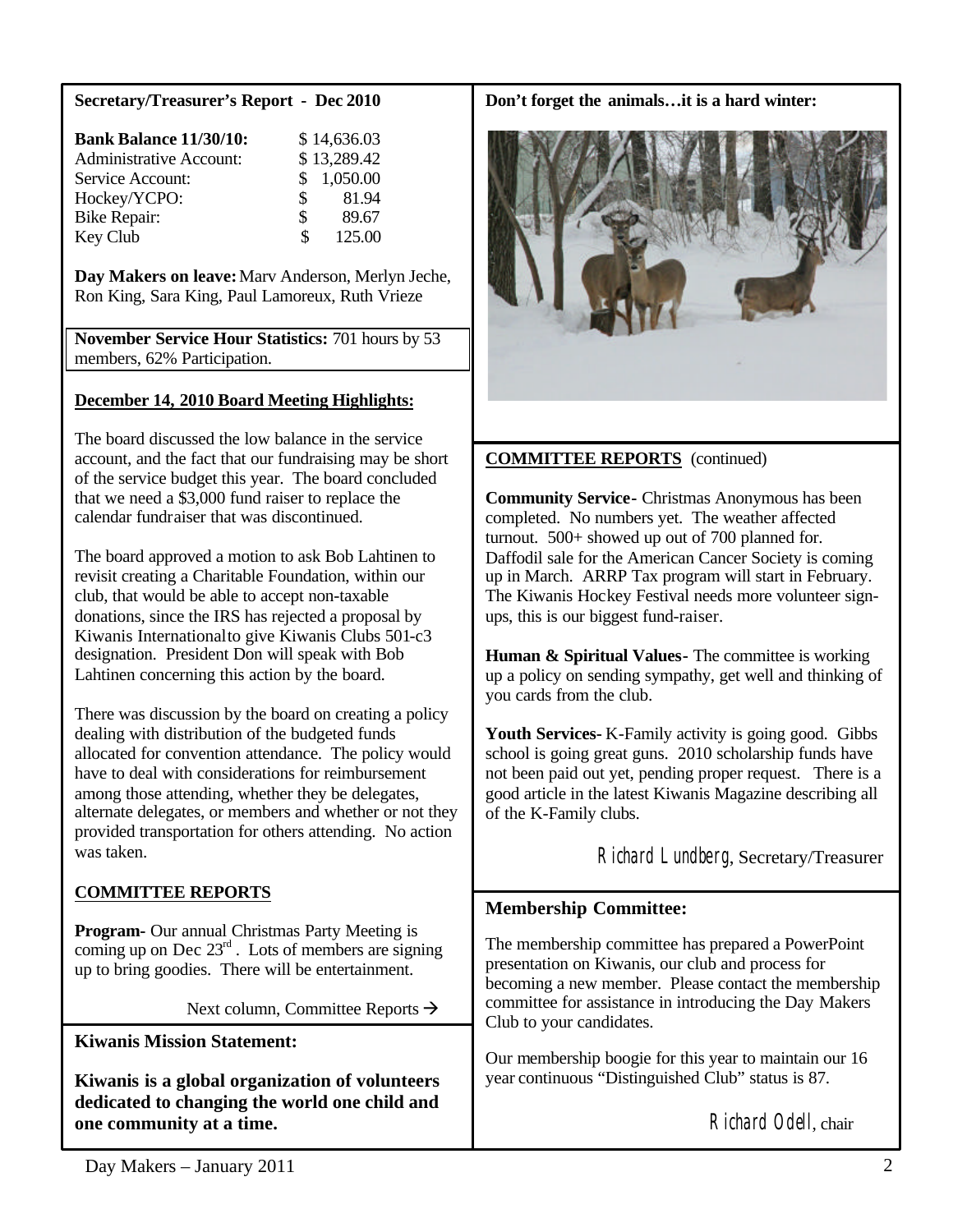**Secretary/Treasurer's Report - Dec 2010**

| | |
|---|---|
| **Bank Balance 11/30/10:** | $ 14,636.03 |
| Administrative Account: | $ 13,289.42 |
| Service Account: | $ 1,050.00 |
| Hockey/YCPO: | $ 81.94 |
| Bike Repair: | $ 89.67 |
| Key Club | $ 125.00 |

**Day Makers on leave:** Marv Anderson, Merlyn Jeche, Ron King, Sara King, Paul Lamoreux, Ruth Vrieze

**November Service Hour Statistics:** 701 hours by 53 members, 62% Participation.

**December 14, 2010 Board Meeting Highlights:**

The board discussed the low balance in the service account, and the fact that our fundraising may be short of the service budget this year. The board concluded that we need a $3,000 fund raiser to replace the calendar fundraiser that was discontinued.

The board approved a motion to ask Bob Lahtinen to revisit creating a Charitable Foundation, within our club, that would be able to accept non-taxable donations, since the IRS has rejected a proposal by Kiwanis International to give Kiwanis Clubs 501-c3 designation. President Don will speak with Bob Lahtinen concerning this action by the board.

There was discussion by the board on creating a policy dealing with distribution of the budgeted funds allocated for convention attendance. The policy would have to deal with considerations for reimbursement among those attending, whether they be delegates, alternate delegates, or members and whether or not they provided transportation for others attending. No action was taken.

**COMMITTEE REPORTS**

**Program-** Our annual Christmas Party Meeting is coming up on Dec 23rd. Lots of members are signing up to bring goodies. There will be entertainment.

Next column, Committee Reports →

**Kiwanis Mission Statement:**

**Kiwanis is a global organization of volunteers dedicated to changing the world one child and one community at a time.**

**Don't forget the animals…it is a hard winter:**

**COMMITTEE REPORTS** (continued)

**Community Service-** Christmas Anonymous has been completed. No numbers yet. The weather affected turnout. 500+ showed up out of 700 planned for. Daffodil sale for the American Cancer Society is coming up in March. ARRP Tax program will start in February. The Kiwanis Hockey Festival needs more volunteer sign-ups, this is our biggest fund-raiser.

**Human & Spiritual Values-** The committee is working up a policy on sending sympathy, get well and thinking of you cards from the club.

**Youth Services-** K-Family activity is going good. Gibbs school is going great guns. 2010 scholarship funds have not been paid out yet, pending proper request. There is a good article in the latest Kiwanis Magazine describing all of the K-Family clubs.

Richard Lundberg, Secretary/Treasurer

**Membership Committee:**

The membership committee has prepared a PowerPoint presentation on Kiwanis, our club and process for becoming a new member. Please contact the membership committee for assistance in introducing the Day Makers Club to your candidates.

Our membership boogie for this year to maintain our 16 year continuous "Distinguished Club" status is 87.

Richard Odell, chair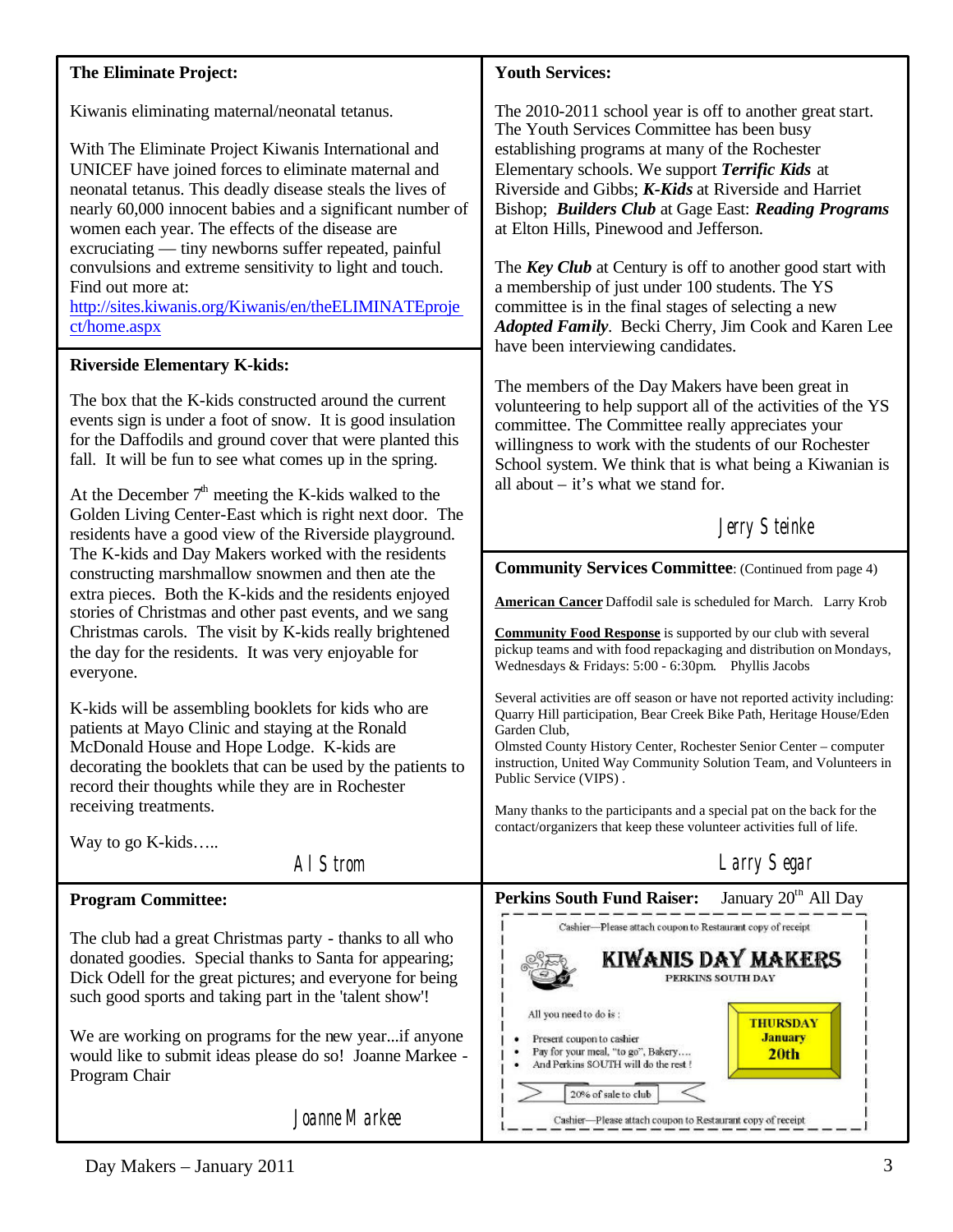**The Eliminate Project:**

Kiwanis eliminating maternal/neonatal tetanus.

With The Eliminate Project Kiwanis International and UNICEF have joined forces to eliminate maternal and neonatal tetanus. This deadly disease steals the lives of nearly 60,000 innocent babies and a significant number of women each year. The effects of the disease are excruciating — tiny newborns suffer repeated, painful convulsions and extreme sensitivity to light and touch. Find out more at: http://sites.kiwanis.org/Kiwanis/en/theELIMINATEproject/home.aspx

**Riverside Elementary K-kids:**

The box that the K-kids constructed around the current events sign is under a foot of snow. It is good insulation for the Daffodils and ground cover that were planted this fall. It will be fun to see what comes up in the spring.

At the December 7th meeting the K-kids walked to the Golden Living Center-East which is right next door. The residents have a good view of the Riverside playground. The K-kids and Day Makers worked with the residents constructing marshmallow snowmen and then ate the extra pieces. Both the K-kids and the residents enjoyed stories of Christmas and other past events, and we sang Christmas carols. The visit by K-kids really brightened the day for the residents. It was very enjoyable for everyone.

K-kids will be assembling booklets for kids who are patients at Mayo Clinic and staying at the Ronald McDonald House and Hope Lodge. K-kids are decorating the booklets that can be used by the patients to record their thoughts while they are in Rochester receiving treatments.

Way to go K-kids…..

Al Strom

**Program Committee:**

The club had a great Christmas party - thanks to all who donated goodies. Special thanks to Santa for appearing; Dick Odell for the great pictures; and everyone for being such good sports and taking part in the 'talent show'!

We are working on programs for the new year...if anyone would like to submit ideas please do so! Joanne Markee - Program Chair

Joanne Markee

**Youth Services:**

The 2010-2011 school year is off to another great start. The Youth Services Committee has been busy establishing programs at many of the Rochester Elementary schools. We support ***Terrific Kids*** at Riverside and Gibbs; ***K-Kids*** at Riverside and Harriet Bishop; ***Builders Club*** at Gage East: ***Reading Programs*** at Elton Hills, Pinewood and Jefferson.

The ***Key Club*** at Century is off to another good start with a membership of just under 100 students. The YS committee is in the final stages of selecting a new ***Adopted Family***. Becki Cherry, Jim Cook and Karen Lee have been interviewing candidates.

The members of the Day Makers have been great in volunteering to help support all of the activities of the YS committee. The Committee really appreciates your willingness to work with the students of our Rochester School system. We think that is what being a Kiwanian is all about – it's what we stand for.

Jerry Steinke

**Community Services Committee**: (Continued from page 4)

**American Cancer** Daffodil sale is scheduled for March. Larry Krob

**Community Food Response** is supported by our club with several pickup teams and with food repackaging and distribution on Mondays, Wednesdays & Fridays: 5:00 - 6:30pm. Phyllis Jacobs

Several activities are off season or have not reported activity including: Quarry Hill participation, Bear Creek Bike Path, Heritage House/Eden Garden Club,
Olmsted County History Center, Rochester Senior Center – computer instruction, United Way Community Solution Team, and Volunteers in Public Service (VIPS) .

Many thanks to the participants and a special pat on the back for the contact/organizers that keep these volunteer activities full of life.

Larry Segar

**Perkins South Fund Raiser:** January 20th All Day

Cashier—Please attach coupon to Restaurant copy of receipt

**KIWANIS DAY MAKERS**
PERKINS SOUTH DAY

All you need to do is :

- Present coupon to cashier
- Pay for your meal, "to go", Bakery….
- And Perkins SOUTH will do the rest !

**THURSDAY January 20th**

20% of sale to club

Cashier—Please attach coupon to Restaurant copy of receipt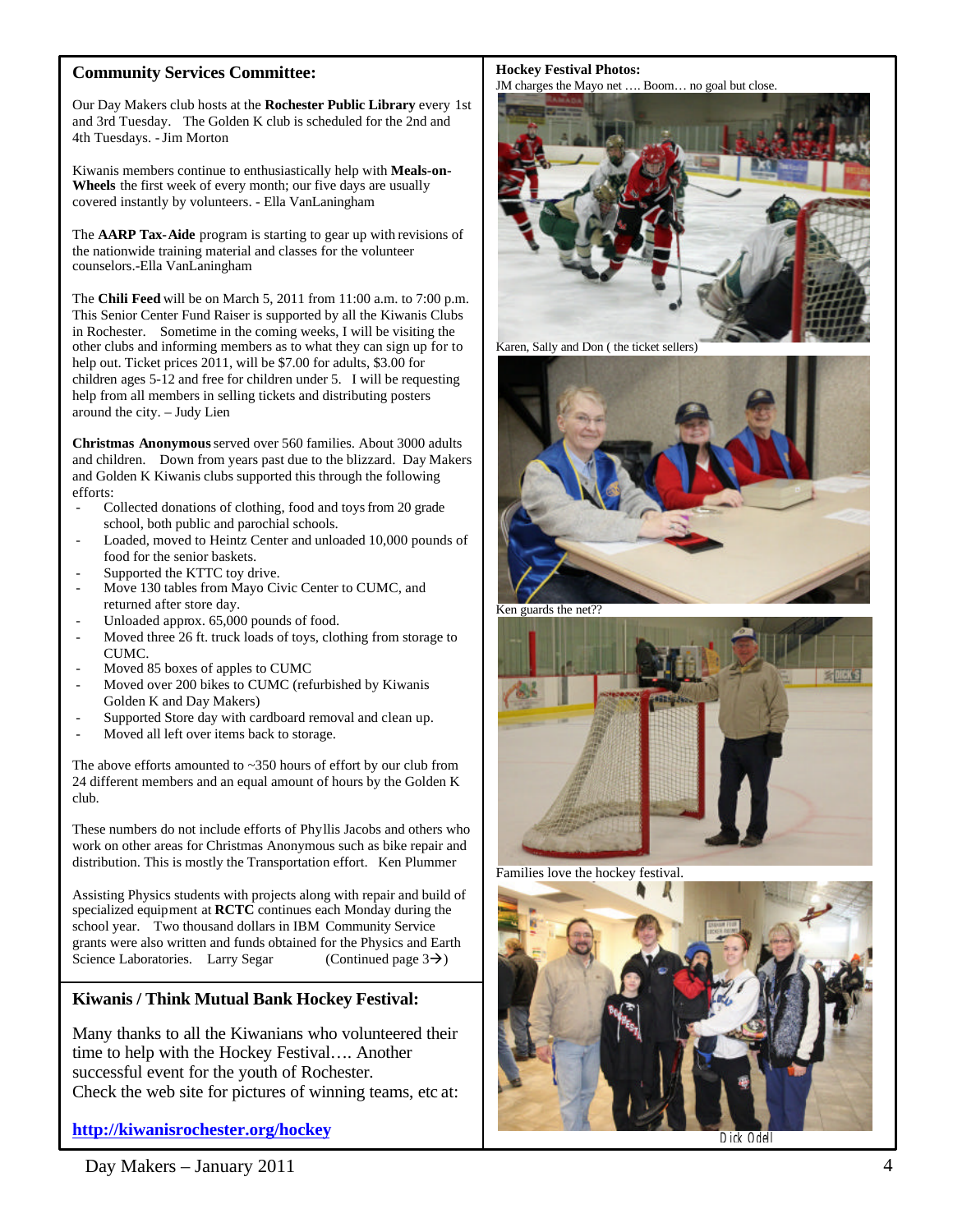## Community Services Committee:

Our Day Makers club hosts at the **Rochester Public Library** every 1st and 3rd Tuesday. The Golden K club is scheduled for the 2nd and 4th Tuesdays. - Jim Morton

Kiwanis members continue to enthusiastically help with **Meals-on-Wheels** the first week of every month; our five days are usually covered instantly by volunteers. - Ella VanLaningham

The **AARP Tax-Aide** program is starting to gear up with revisions of the nationwide training material and classes for the volunteer counselors.-Ella VanLaningham

The **Chili Feed** will be on March 5, 2011 from 11:00 a.m. to 7:00 p.m. This Senior Center Fund Raiser is supported by all the Kiwanis Clubs in Rochester. Sometime in the coming weeks, I will be visiting the other clubs and informing members as to what they can sign up for to help out. Ticket prices 2011, will be $7.00 for adults, $3.00 for children ages 5-12 and free for children under 5. I will be requesting help from all members in selling tickets and distributing posters around the city. – Judy Lien

**Christmas Anonymous** served over 560 families. About 3000 adults and children. Down from years past due to the blizzard. Day Makers and Golden K Kiwanis clubs supported this through the following efforts:

- Collected donations of clothing, food and toys from 20 grade school, both public and parochial schools.
- Loaded, moved to Heintz Center and unloaded 10,000 pounds of food for the senior baskets.
- Supported the KTTC toy drive.
- Move 130 tables from Mayo Civic Center to CUMC, and returned after store day.
- Unloaded approx. 65,000 pounds of food.
- Moved three 26 ft. truck loads of toys, clothing from storage to CUMC.
- Moved 85 boxes of apples to CUMC
- Moved over 200 bikes to CUMC (refurbished by Kiwanis Golden K and Day Makers)
- Supported Store day with cardboard removal and clean up.
- Moved all left over items back to storage.

The above efforts amounted to ~350 hours of effort by our club from 24 different members and an equal amount of hours by the Golden K club.

These numbers do not include efforts of Phyllis Jacobs and others who work on other areas for Christmas Anonymous such as bike repair and distribution. This is mostly the Transportation effort. Ken Plummer

Assisting Physics students with projects along with repair and build of specialized equipment at **RCTC** continues each Monday during the school year. Two thousand dollars in IBM Community Service grants were also written and funds obtained for the Physics and Earth Science Laboratories. Larry Segar (Continued page 3→)

## Kiwanis / Think Mutual Bank Hockey Festival:

Many thanks to all the Kiwanians who volunteered their time to help with the Hockey Festival…. Another successful event for the youth of Rochester.
Check the web site for pictures of winning teams, etc at:

**http://kiwanisrochester.org/hockey**

**Hockey Festival Photos:**

JM charges the Mayo net …. Boom… no goal but close.

Karen, Sally and Don ( the ticket sellers)

Ken guards the net??

Families love the hockey festival.

Dick Odell